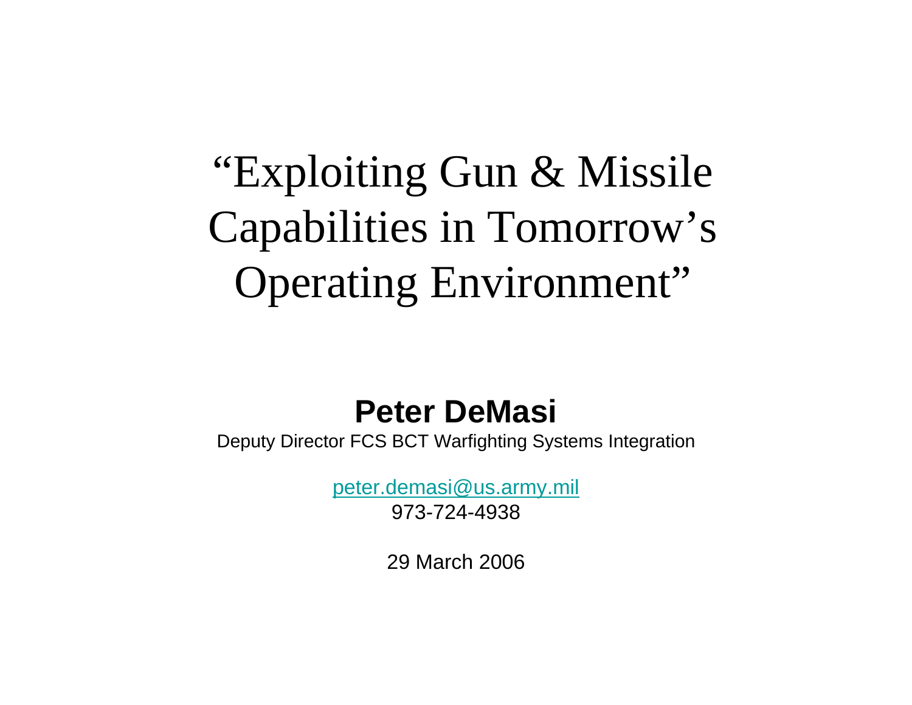# "Exploiting Gun & Missile Capabilities in Tomorrow's Operating Environment"

**Peter DeMasi**

Deputy Director FCS BCT Warfighting Systems Integration

peter.demasi@us.army.mil

973-724-4938

29 March 2006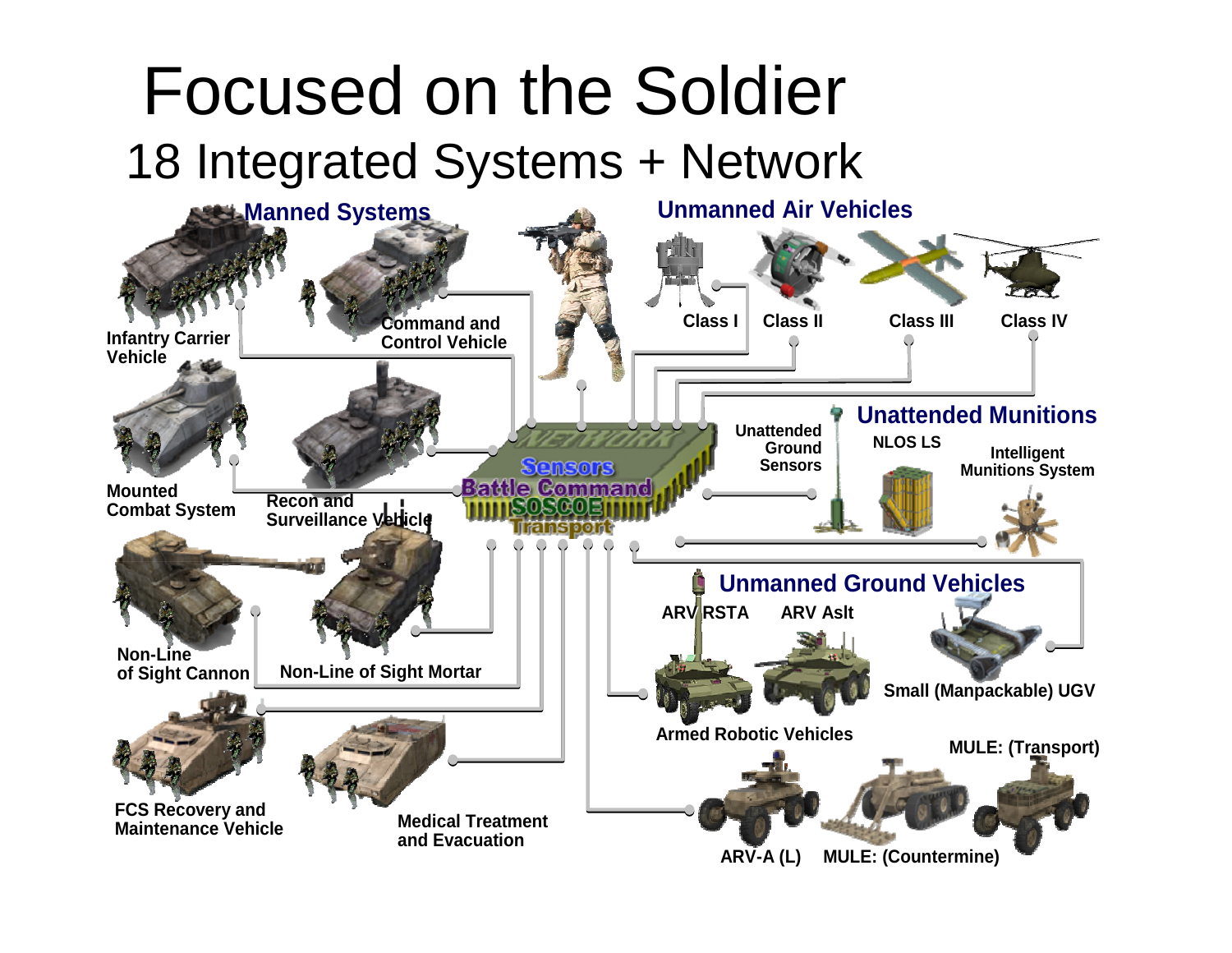# Focused on the Soldier

## 18 Integrated Systems + Network

### Manned Systems

- Infantry Carrier Vehicle
- Command and Control Vehicle
- Mounted Combat System
- Recon and Surveillance Vehicle
- Non-Line of Sight Cannon
- Non-Line of Sight Mortar
- FCS Recovery and Maintenance Vehicle
- Medical Treatment and Evacuation

### Unmanned Air Vehicles

- Class I
- Class II
- Class III
- Class IV

### Unattended Munitions

- NLOS LS
- Intelligent Munitions System

Unattended Ground Sensors

### Unmanned Ground Vehicles

- Armed Robotic Vehicles
  - ARV RSTA
  - ARV Aslt
- Small (Manpackable) UGV
- ARV-A (L)
- MULE: (Countermine)
- MULE: (Transport)

NETWORK

Sensors

Battle Command

SOSCOE

Transport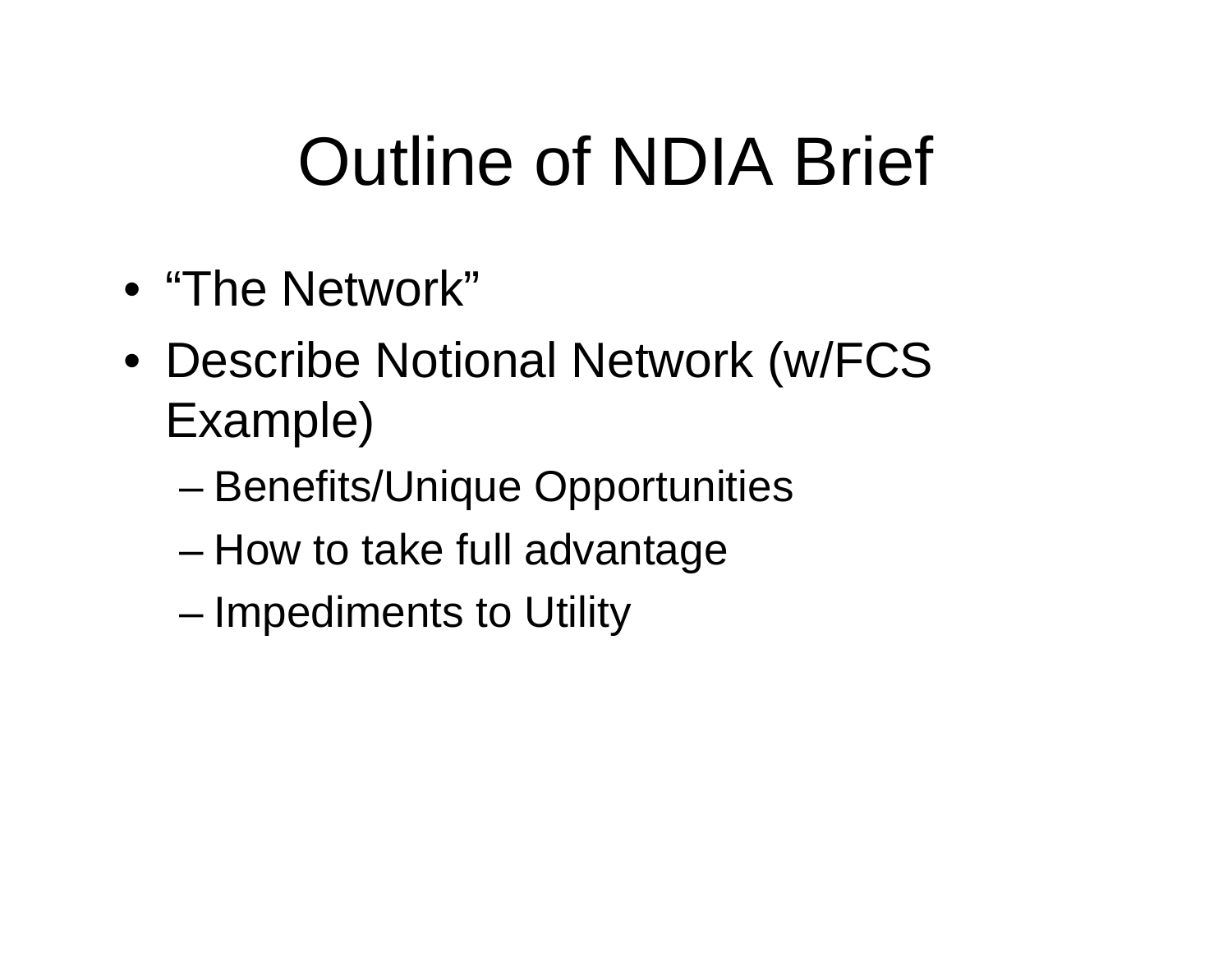# Outline of NDIA Brief

- "The Network"
- Describe Notional Network (w/FCS Example)
  - Benefits/Unique Opportunities
  - How to take full advantage
  - Impediments to Utility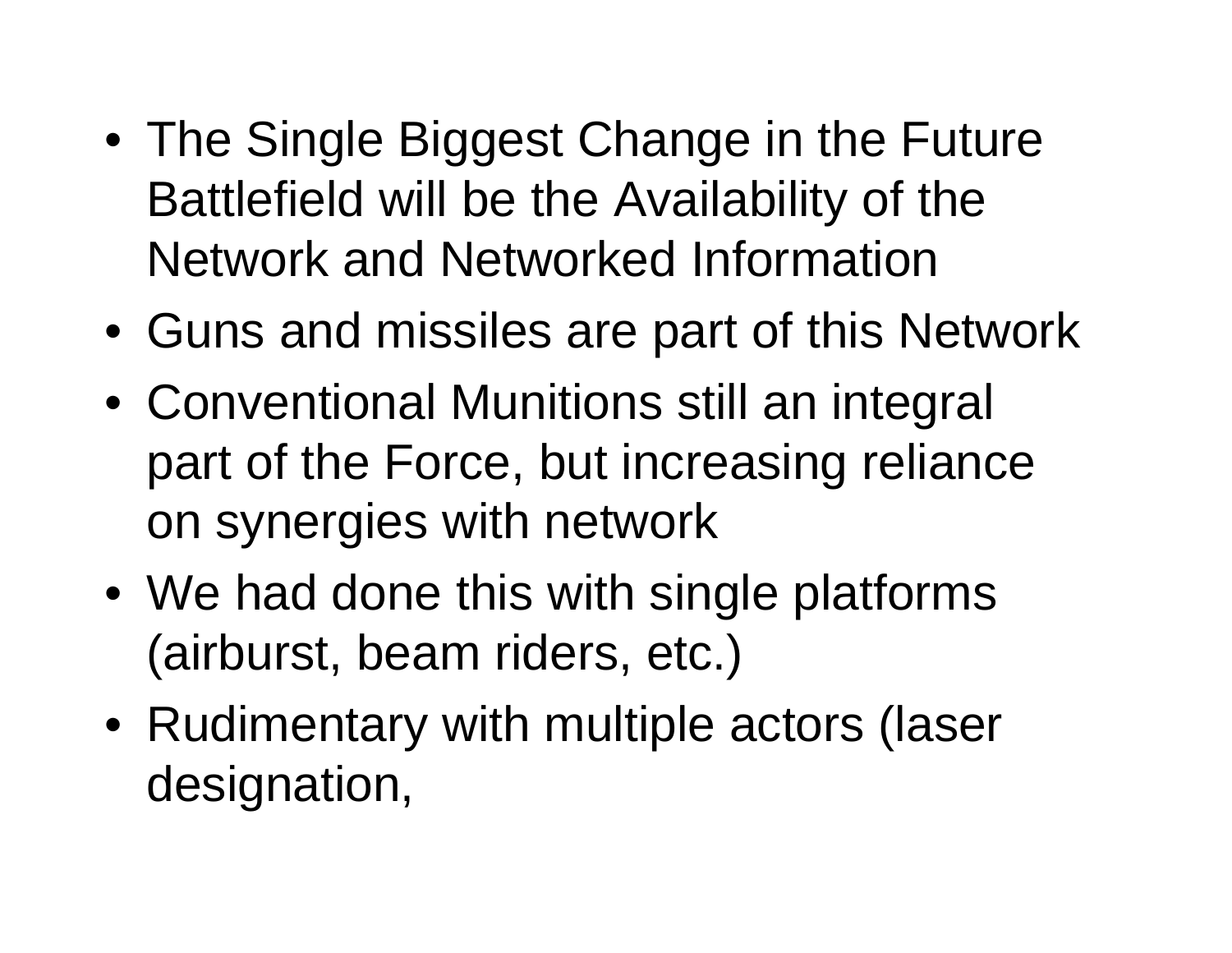- The Single Biggest Change in the Future Battlefield will be the Availability of the Network and Networked Information
- Guns and missiles are part of this Network
- Conventional Munitions still an integral part of the Force, but increasing reliance on synergies with network
- We had done this with single platforms (airburst, beam riders, etc.)
- Rudimentary with multiple actors (laser designation,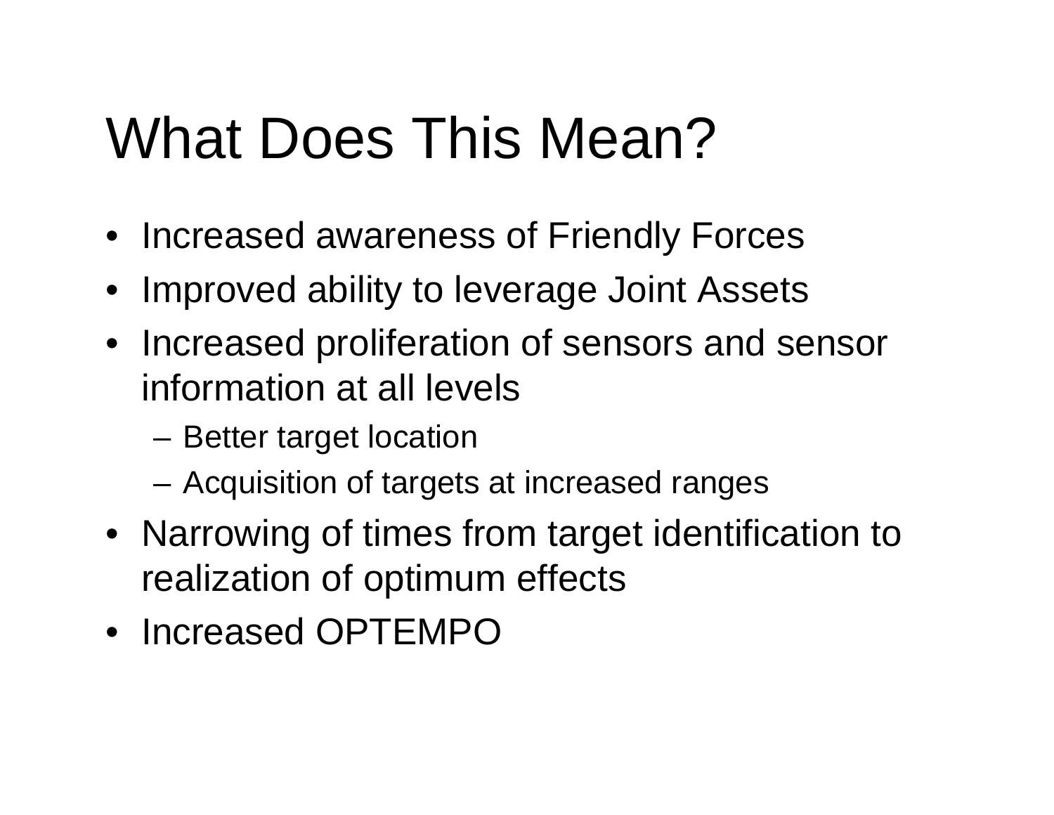# What Does This Mean?

- Increased awareness of Friendly Forces
- Improved ability to leverage Joint Assets
- Increased proliferation of sensors and sensor information at all levels
  - Better target location
  - Acquisition of targets at increased ranges
- Narrowing of times from target identification to realization of optimum effects
- Increased OPTEMPO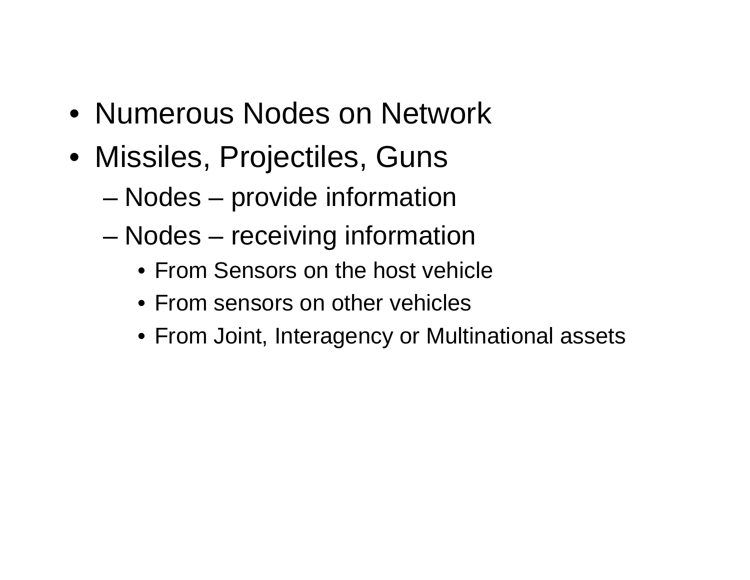- Numerous Nodes on Network
- Missiles, Projectiles, Guns
  - Nodes – provide information
  - Nodes – receiving information
    - From Sensors on the host vehicle
    - From sensors on other vehicles
    - From Joint, Interagency or Multinational assets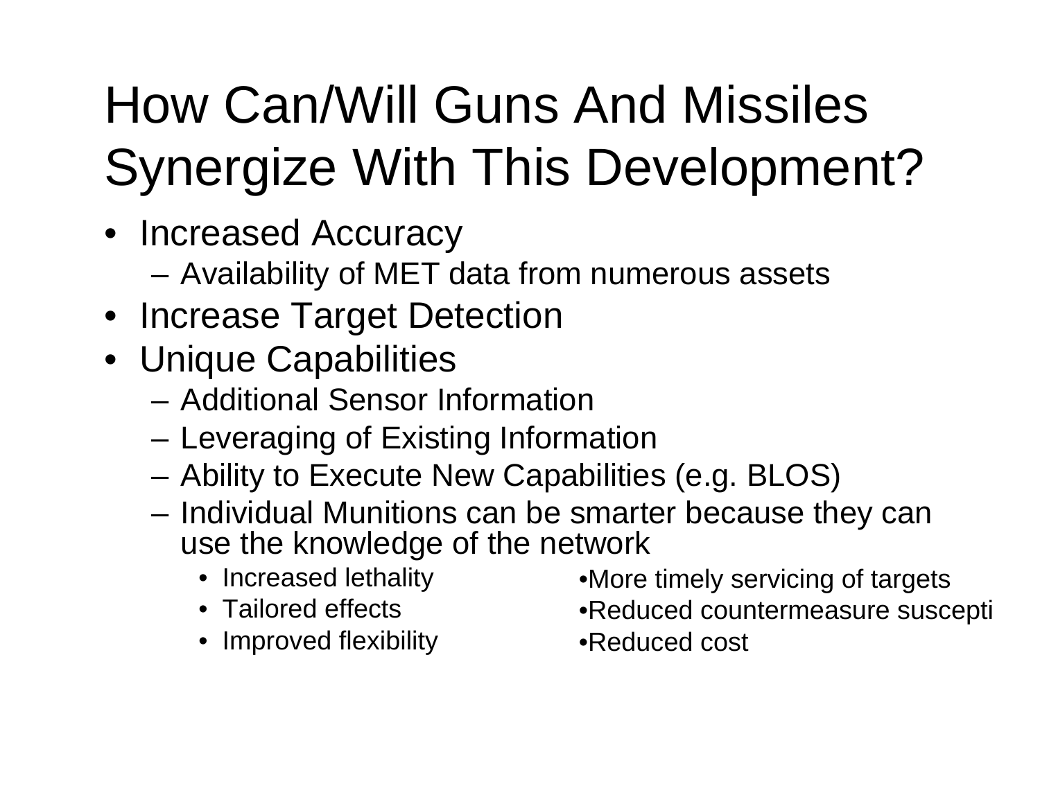# How Can/Will Guns And Missiles Synergize With This Development?

- Increased Accuracy
  - Availability of MET data from numerous assets
- Increase Target Detection
- Unique Capabilities
  - Additional Sensor Information
  - Leveraging of Existing Information
  - Ability to Execute New Capabilities (e.g. BLOS)
  - Individual Munitions can be smarter because they can use the knowledge of the network
    - Increased lethality
    - Tailored effects
    - Improved flexibility
    - More timely servicing of targets
    - Reduced countermeasure suscepti
    - Reduced cost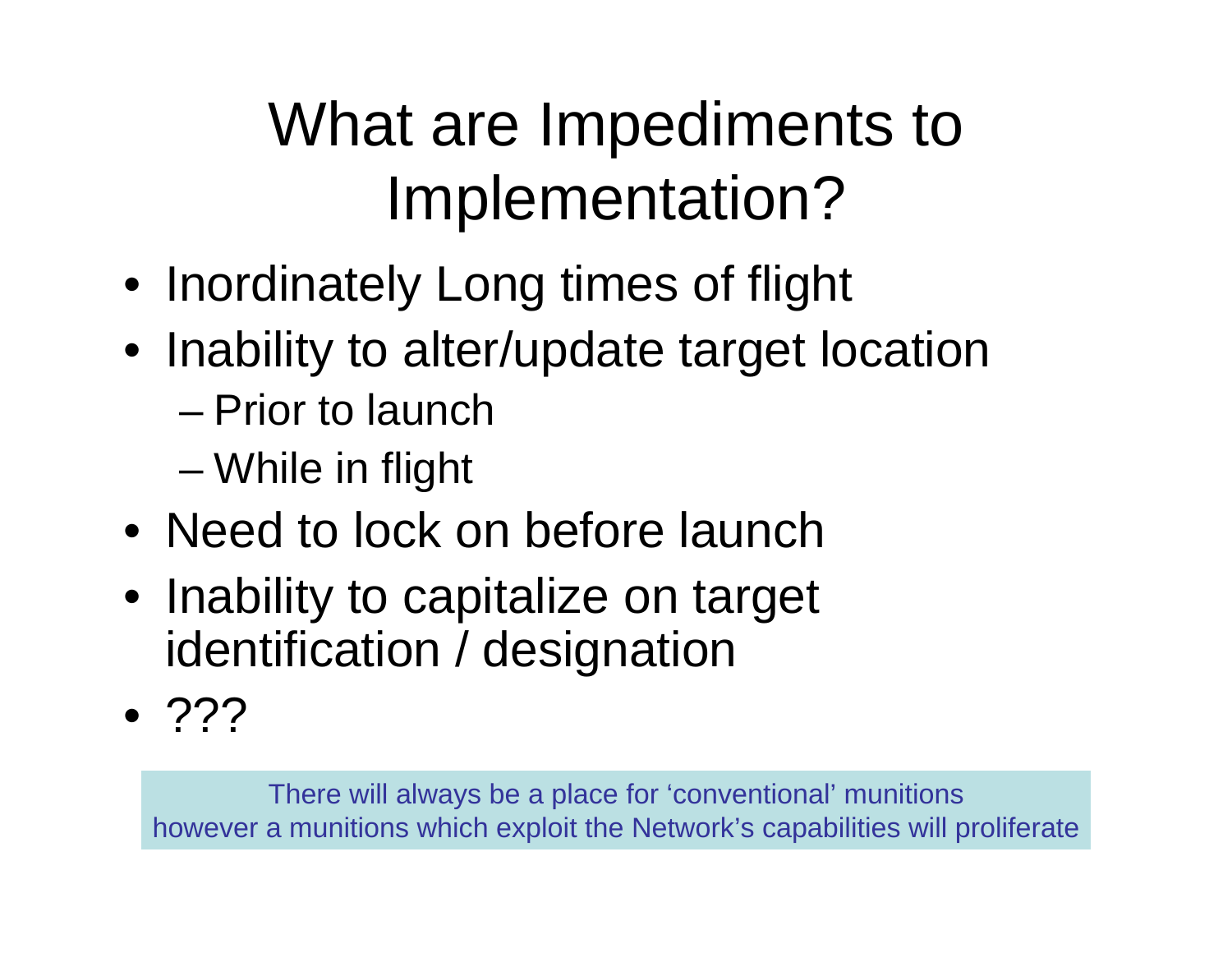# What are Impediments to Implementation?

- Inordinately Long times of flight
- Inability to alter/update target location
  - Prior to launch
  - While in flight
- Need to lock on before launch
- Inability to capitalize on target identification / designation
- ???

There will always be a place for 'conventional' munitions however a munitions which exploit the Network's capabilities will proliferate